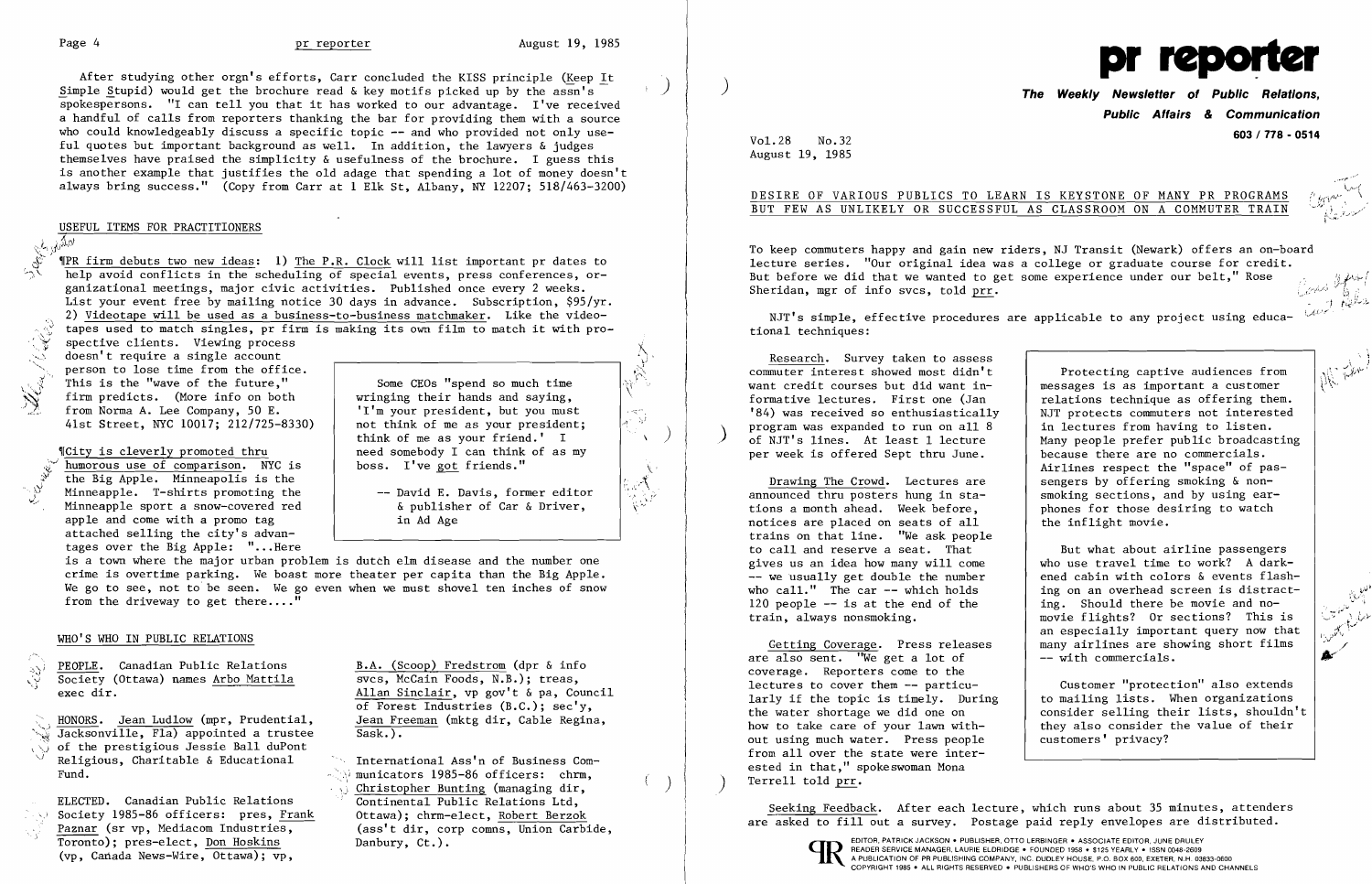After studying other orgn's efforts, Carr concluded the KISS principle (Keep It Simple Stupid) would get the brochure read & key motifs picked up by the assn's spokespersons. "I can tell you that it has worked to our advantage. I've received a handful of calls from reporters thanking the bar for providing them with a source who could knowledgeably discuss a specific topic -- and who provided not only useful quotes but important background as well. In addition, the lawyers & judges themselves have praised the simplicity & usefulness of the brochure. I guess this is another example that justifies the old adage that spending a lot of money doesn't always bring success." (Copy from Carr at 1 Elk St, Albany, NY 12207; 518/463-3200)

## USEFUL ITEMS FOR PRACTITIONERS

¶PR firm debuts two new ideas: 1) The P.R. Clock will list important pr dates to help avoid conflicts in the scheduling of special events, press conferences, organizational meetings, major civic activities. Published once every 2 weeks. List your event free by mailing notice 30 days in advance. Subscription, $95/yr. 2) Videotape will be used as a business-to-business matchmaker. Like the videotapes used to match singles, pr firm is making its own film to match it with prospective clients. Viewing process doesn't require a single account person to lose time from the office. This is the "wave of the future," firm predicts. (More info on both from Norma A. Lee Company, 50 E. 41st Street, NYC 10017; 212/725-8330)

> Some CEOs "spend so much time wringing their hands and saying, 'I'm your president, but you must not think of me as your president; think of me as your friend.' I need somebody I can think of as my boss. I've got friends."
>
> -- David E. Davis, former editor & publisher of Car & Driver, in Ad Age

¶City is cleverly promoted thru humorous use of comparison. NYC is the Big Apple. Minneapolis is the Minneapple. T-shirts promoting the Minneapple sport a snow-covered red apple and come with a promo tag attached selling the city's advantages over the Big Apple: "...Here is a town where the major urban problem is dutch elm disease and the number one crime is overtime parking. We boast more theater per capita than the Big Apple. We go to see, not to be seen. We go even when we must shovel ten inches of snow from the driveway to get there...."

## WHO'S WHO IN PUBLIC RELATIONS

PEOPLE. Canadian Public Relations Society (Ottawa) names Arbo Mattila exec dir.

HONORS. Jean Ludlow (mpr, Prudential, Jacksonville, Fla) appointed a trustee of the prestigious Jessie Ball duPont Religious, Charitable & Educational Fund.

ELECTED. Canadian Public Relations Society 1985-86 officers: pres, Frank Paznar (sr vp, Mediacom Industries, Toronto); pres-elect, Don Hoskins (vp, Canada News-Wire, Ottawa); vp, B.A. (Scoop) Fredstrom (dpr & info svcs, McCain Foods, N.B.); treas, Allan Sinclair, vp gov't & pa, Council of Forest Industries (B.C.); sec'y, Jean Freeman (mktg dir, Cable Regina, Sask.).

International Ass'n of Business Communicators 1985-86 officers: chrm, Christopher Bunting (managing dir, Continental Public Relations Ltd, Ottawa); chrm-elect, Robert Berzok (ass't dir, corp comns, Union Carbide, Danbury, Ct.).

# pr reporter

**The Weekly Newsletter of Public Relations, Public Affairs & Communication**

603 / 778 - 0514

Vol.28 No.32
August 19, 1985

## DESIRE OF VARIOUS PUBLICS TO LEARN IS KEYSTONE OF MANY PR PROGRAMS BUT FEW AS UNLIKELY OR SUCCESSFUL AS CLASSROOM ON A COMMUTER TRAIN

To keep commuters happy and gain new riders, NJ Transit (Newark) offers an on-board lecture series. "Our original idea was a college or graduate course for credit. But before we did that we wanted to get some experience under our belt," Rose Sheridan, mgr of info svcs, told prr.

NJT's simple, effective procedures are applicable to any project using educational techniques:

Research. Survey taken to assess commuter interest showed most didn't want credit courses but did want informative lectures. First one (Jan '84) was received so enthusiastically program was expanded to run on all 8 of NJT's lines. At least 1 lecture per week is offered Sept thru June.

Drawing The Crowd. Lectures are announced thru posters hung in stations a month ahead. Week before, notices are placed on seats of all trains on that line. "We ask people to call and reserve a seat. That gives us an idea how many will come -- we usually get double the number who call." The car -- which holds 120 people -- is at the end of the train, always nonsmoking.

Getting Coverage. Press releases are also sent. "We get a lot of coverage. Reporters come to the lectures to cover them -- particularly if the topic is timely. During the water shortage we did one on how to take care of your lawn without using much water. Press people from all over the state were interested in that," spokeswoman Mona Terrell told prr.

> Protecting captive audiences from messages is as important a customer relations technique as offering them. NJT protects commuters not interested in lectures from having to listen. Many people prefer public broadcasting because there are no commercials. Airlines respect the "space" of passengers by offering smoking & nonsmoking sections, and by using earphones for those desiring to watch the inflight movie.
>
> But what about airline passengers who use travel time to work? A darkened cabin with colors & events flashing on an overhead screen is distracting. Should there be movie and no-movie flights? Or sections? This is an especially important query now that many airlines are showing short films -- with commercials.
>
> Customer "protection" also extends to mailing lists. When organizations consider selling their lists, shouldn't they also consider the value of their customers' privacy?

Seeking Feedback. After each lecture, which runs about 35 minutes, attenders are asked to fill out a survey. Postage paid reply envelopes are distributed.

EDITOR, PATRICK JACKSON • PUBLISHER, OTTO LERBINGER • ASSOCIATE EDITOR, JUNE DRULEY
READER SERVICE MANAGER, LAURIE ELDRIDGE • FOUNDED 1958 • $125 YEARLY • ISSN 0048-2609
A PUBLICATION OF PR PUBLISHING COMPANY, INC. DUDLEY HOUSE, P.O. BOX 600, EXETER, N.H. 03833-0600
COPYRIGHT 1985 • ALL RIGHTS RESERVED • PUBLISHERS OF WHO'S WHO IN PUBLIC RELATIONS AND CHANNELS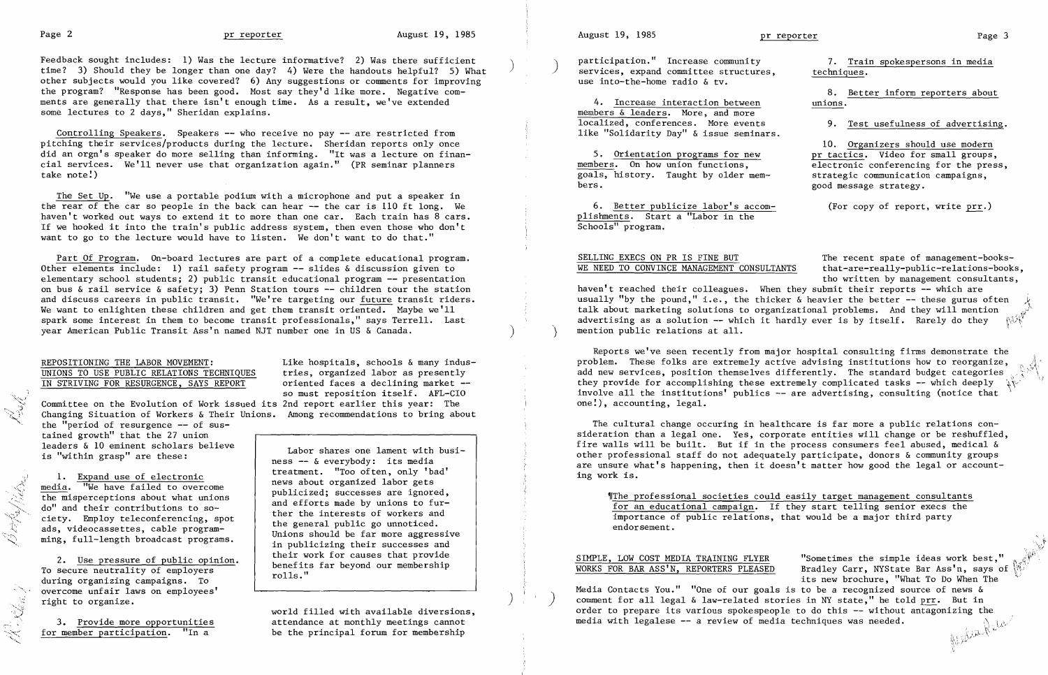Feedback sought includes: 1) Was the lecture informative? 2) Was there sufficient time? 3) Should they be longer than one day? 4) Were the handouts helpful? 5) What other subjects would you like covered? 6) Any suggestions or comments for improving the program? "Response has been good. Most say they'd like more. Negative comments are generally that there isn't enough time. As a result, we've extended some lectures to 2 days," Sheridan explains.

Controlling Speakers. Speakers -- who receive no pay -- are restricted from pitching their services/products during the lecture. Sheridan reports only once did an orgn's speaker do more selling than informing. "It was a lecture on financial services. We'll never use that organization again." (PR seminar planners take note!)

The Set Up. "We use a portable podium with a microphone and put a speaker in the rear of the car so people in the back can hear -- the car is 110 ft long. We haven't worked out ways to extend it to more than one car. Each train has 8 cars. If we hooked it into the train's public address system, then even those who don't want to go to the lecture would have to listen. We don't want to do that."

Part Of Program. On-board lectures are part of a complete educational program. Other elements include: 1) rail safety program -- slides & discussion given to elementary school students; 2) public transit educational program -- presentation on bus & rail service & safety; 3) Penn Station tours -- children tour the station and discuss careers in public transit. "We're targeting our future transit riders. We want to enlighten these children and get them transit oriented. Maybe we'll spark some interest in them to become transit professionals," says Terrell. Last year American Public Transit Ass'n named NJT number one in US & Canada.

## REPOSITIONING THE LABOR MOVEMENT: UNIONS TO USE PUBLIC RELATIONS TECHNIQUES IN STRIVING FOR RESURGENCE, SAYS REPORT

Like hospitals, schools & many industries, organized labor as presently oriented faces a declining market -- so must reposition itself. AFL-CIO Committee on the Evolution of Work issued its 2nd report earlier this year: The Changing Situation of Workers & Their Unions. Among recommendations to bring about the "period of resurgence -- of sustained growth" that the 27 union leaders & 10 eminent scholars believe is "within grasp" are these:

1. Expand use of electronic media. "We have failed to overcome the misperceptions about what unions do" and their contributions to society. Employ teleconferencing, spot ads, videocassettes, cable programming, full-length broadcast programs.

2. Use pressure of public opinion. To secure neutrality of employers during organizing campaigns. To overcome unfair laws on employees' right to organize.

3. Provide more opportunities for member participation. "In a world filled with available diversions, attendance at monthly meetings cannot be the principal forum for membership participation." Increase community services, expand committee structures, use into-the-home radio & tv.

4. Increase interaction between members & leaders. More, and more localized, conferences. More events like "Solidarity Day" & issue seminars.

5. Orientation programs for new members. On how union functions, goals, history. Taught by older members.

6. Better publicize labor's accomplishments. Start a "Labor in the Schools" program.

7. Train spokespersons in media techniques.

8. Better inform reporters about unions.

9. Test usefulness of advertising.

10. Organizers should use modern pr tactics. Video for small groups, electronic conferencing for the press, strategic communication campaigns, good message strategy.

(For copy of report, write prr.)

> Labor shares one lament with business -- & everybody: its media treatment. "Too often, only 'bad' news about organized labor gets publicized; successes are ignored, and efforts made by unions to further the interests of workers and the general public go unnoticed. Unions should be far more aggressive in publicizing their successes and their work for causes that provide benefits far beyond our membership rolls."

## SELLING EXECS ON PR IS FINE BUT WE NEED TO CONVINCE MANAGEMENT CONSULTANTS

The recent spate of management-books-that-are-really-public-relations-books, tho written by management consultants, haven't reached their colleagues. When they submit their reports -- which are usually "by the pound," i.e., the thicker & heavier the better -- these gurus often talk about marketing solutions to organizational problems. And they will mention advertising as a solution -- which it hardly ever is by itself. Rarely do they mention public relations at all.

Reports we've seen recently from major hospital consulting firms demonstrate the problem. These folks are extremely active advising institutions how to reorganize, add new services, position themselves differently. The standard budget categories they provide for accomplishing these extremely complicated tasks -- which deeply involve all the institutions' publics -- are advertising, consulting (notice that one!), accounting, legal.

The cultural change occuring in healthcare is far more a public relations consideration than a legal one. Yes, corporate entities will change or be reshuffled, fire walls will be built. But if in the process consumers feel abused, medical & other professional staff do not adequately participate, donors & community groups are unsure what's happening, then it doesn't matter how good the legal or accounting work is.

> ¶The professional societies could easily target management consultants for an educational campaign. If they start telling senior execs the importance of public relations, that would be a major third party endorsement.

## SIMPLE, LOW COST MEDIA TRAINING FLYER WORKS FOR BAR ASS'N, REPORTERS PLEASED

"Sometimes the simple ideas work best," Bradley Carr, NYState Bar Ass'n, says of its new brochure, "What To Do When The Media Contacts You." "One of our goals is to be a recognized source of news & comment for all legal & law-related stories in NY state," he told prr. But in order to prepare its various spokespeople to do this -- without antagonizing the media with legalese -- a review of media techniques was needed.